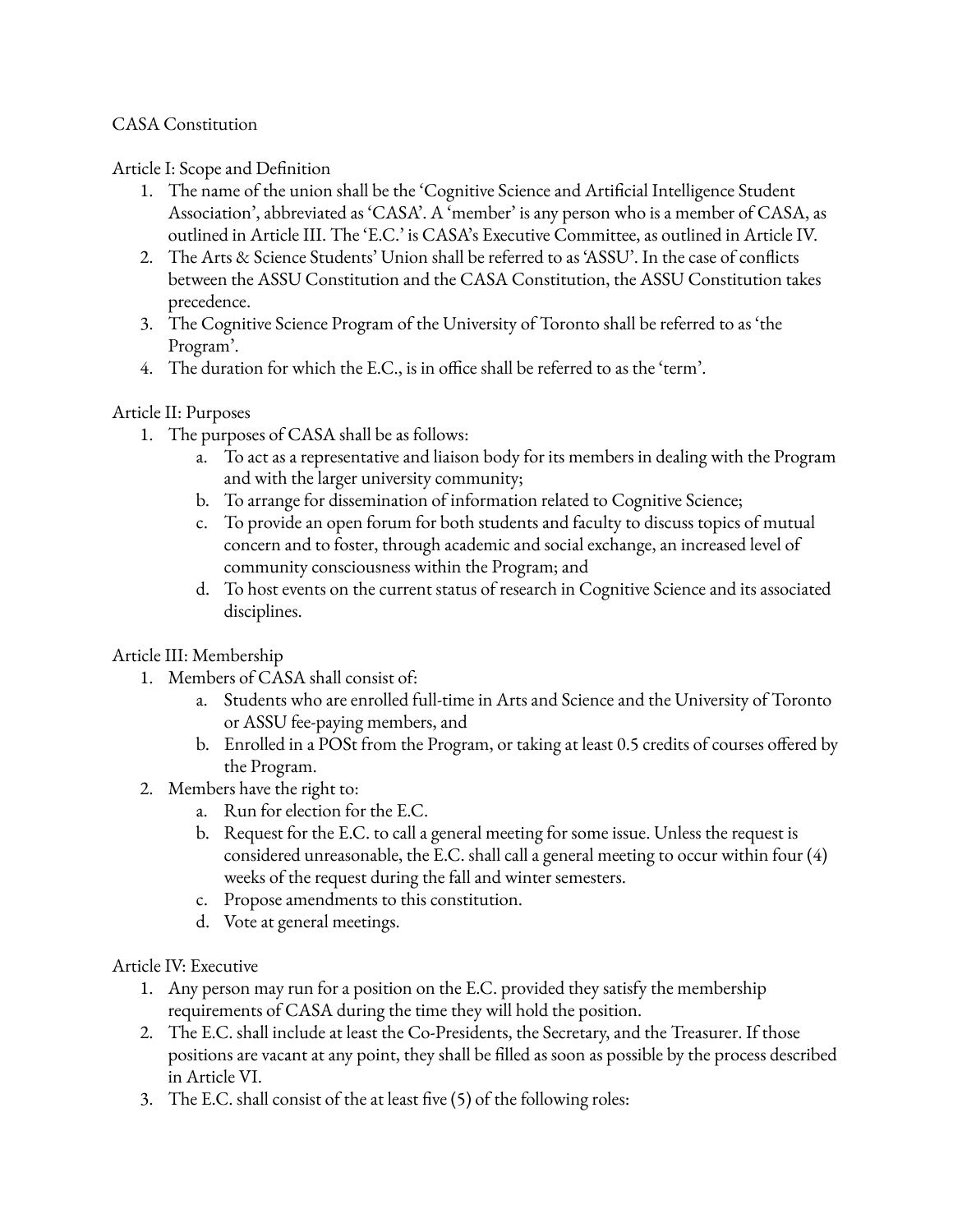# CASA Constitution

## Article I: Scope and Definition

1. The name of the union shall be the 'Cognitive Science and Artificial Intelligence Student Association', abbreviated as 'CASA'. A 'member' is any person who is a member of CASA, as outlined in Article III. The 'E.C.' is CASA's Executive Committee, as outlined in Article IV.
2. The Arts & Science Students' Union shall be referred to as 'ASSU'. In the case of conflicts between the ASSU Constitution and the CASA Constitution, the ASSU Constitution takes precedence.
3. The Cognitive Science Program of the University of Toronto shall be referred to as 'the Program'.
4. The duration for which the E.C., is in office shall be referred to as the 'term'.

## Article II: Purposes

1. The purposes of CASA shall be as follows:
   a. To act as a representative and liaison body for its members in dealing with the Program and with the larger university community;
   b. To arrange for dissemination of information related to Cognitive Science;
   c. To provide an open forum for both students and faculty to discuss topics of mutual concern and to foster, through academic and social exchange, an increased level of community consciousness within the Program; and
   d. To host events on the current status of research in Cognitive Science and its associated disciplines.

## Article III: Membership

1. Members of CASA shall consist of:
   a. Students who are enrolled full-time in Arts and Science and the University of Toronto or ASSU fee-paying members, and
   b. Enrolled in a POSt from the Program, or taking at least 0.5 credits of courses offered by the Program.
2. Members have the right to:
   a. Run for election for the E.C.
   b. Request for the E.C. to call a general meeting for some issue. Unless the request is considered unreasonable, the E.C. shall call a general meeting to occur within four (4) weeks of the request during the fall and winter semesters.
   c. Propose amendments to this constitution.
   d. Vote at general meetings.

## Article IV: Executive

1. Any person may run for a position on the E.C. provided they satisfy the membership requirements of CASA during the time they will hold the position.
2. The E.C. shall include at least the Co-Presidents, the Secretary, and the Treasurer. If those positions are vacant at any point, they shall be filled as soon as possible by the process described in Article VI.
3. The E.C. shall consist of the at least five (5) of the following roles: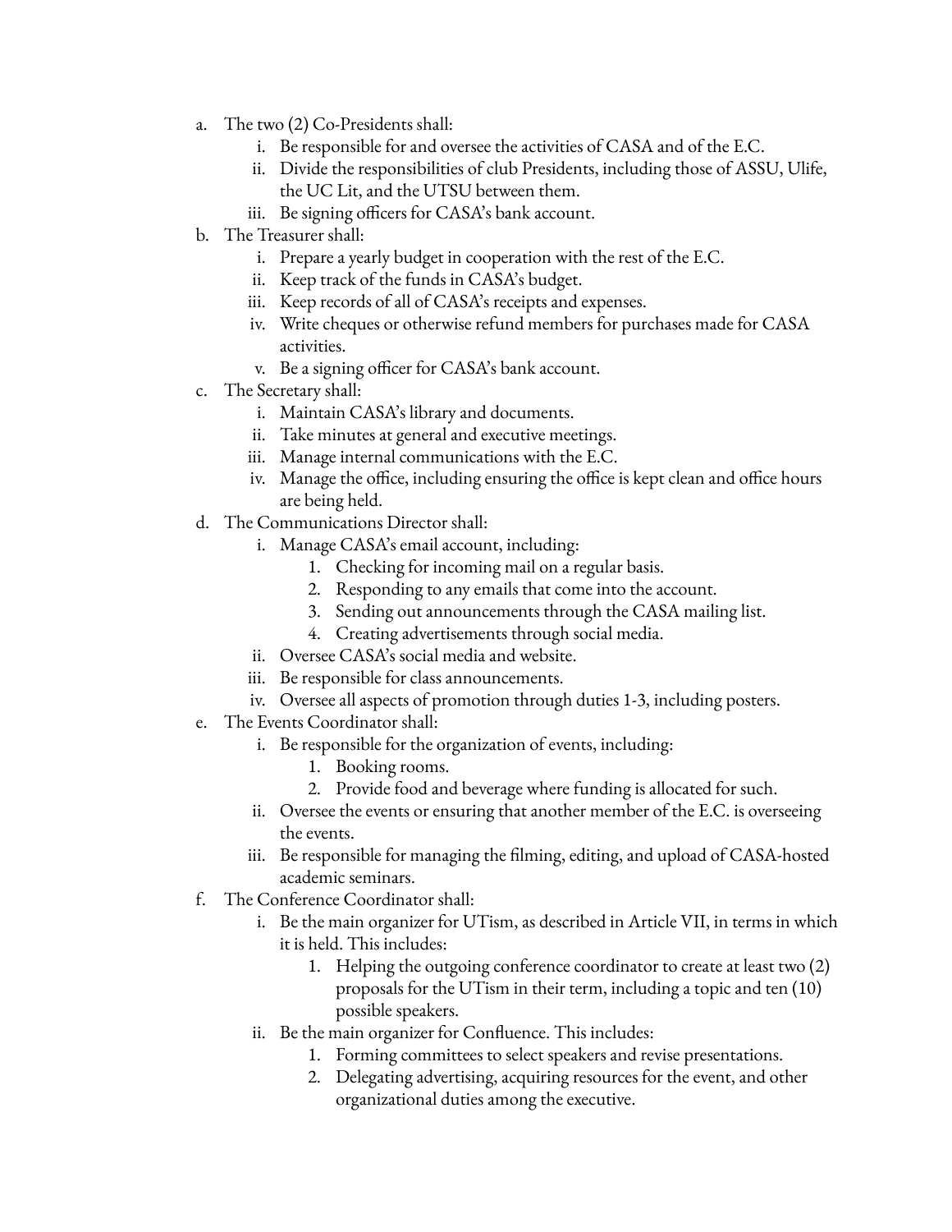a. The two (2) Co-Presidents shall:
    i. Be responsible for and oversee the activities of CASA and of the E.C.
    ii. Divide the responsibilities of club Presidents, including those of ASSU, Ulife, the UC Lit, and the UTSU between them.
    iii. Be signing officers for CASA's bank account.
b. The Treasurer shall:
    i. Prepare a yearly budget in cooperation with the rest of the E.C.
    ii. Keep track of the funds in CASA's budget.
    iii. Keep records of all of CASA's receipts and expenses.
    iv. Write cheques or otherwise refund members for purchases made for CASA activities.
    v. Be a signing officer for CASA's bank account.
c. The Secretary shall:
    i. Maintain CASA's library and documents.
    ii. Take minutes at general and executive meetings.
    iii. Manage internal communications with the E.C.
    iv. Manage the office, including ensuring the office is kept clean and office hours are being held.
d. The Communications Director shall:
    i. Manage CASA's email account, including:
        1. Checking for incoming mail on a regular basis.
        2. Responding to any emails that come into the account.
        3. Sending out announcements through the CASA mailing list.
        4. Creating advertisements through social media.
    ii. Oversee CASA's social media and website.
    iii. Be responsible for class announcements.
    iv. Oversee all aspects of promotion through duties 1-3, including posters.
e. The Events Coordinator shall:
    i. Be responsible for the organization of events, including:
        1. Booking rooms.
        2. Provide food and beverage where funding is allocated for such.
    ii. Oversee the events or ensuring that another member of the E.C. is overseeing the events.
    iii. Be responsible for managing the filming, editing, and upload of CASA-hosted academic seminars.
f. The Conference Coordinator shall:
    i. Be the main organizer for UTism, as described in Article VII, in terms in which it is held. This includes:
        1. Helping the outgoing conference coordinator to create at least two (2) proposals for the UTism in their term, including a topic and ten (10) possible speakers.
    ii. Be the main organizer for Confluence. This includes:
        1. Forming committees to select speakers and revise presentations.
        2. Delegating advertising, acquiring resources for the event, and other organizational duties among the executive.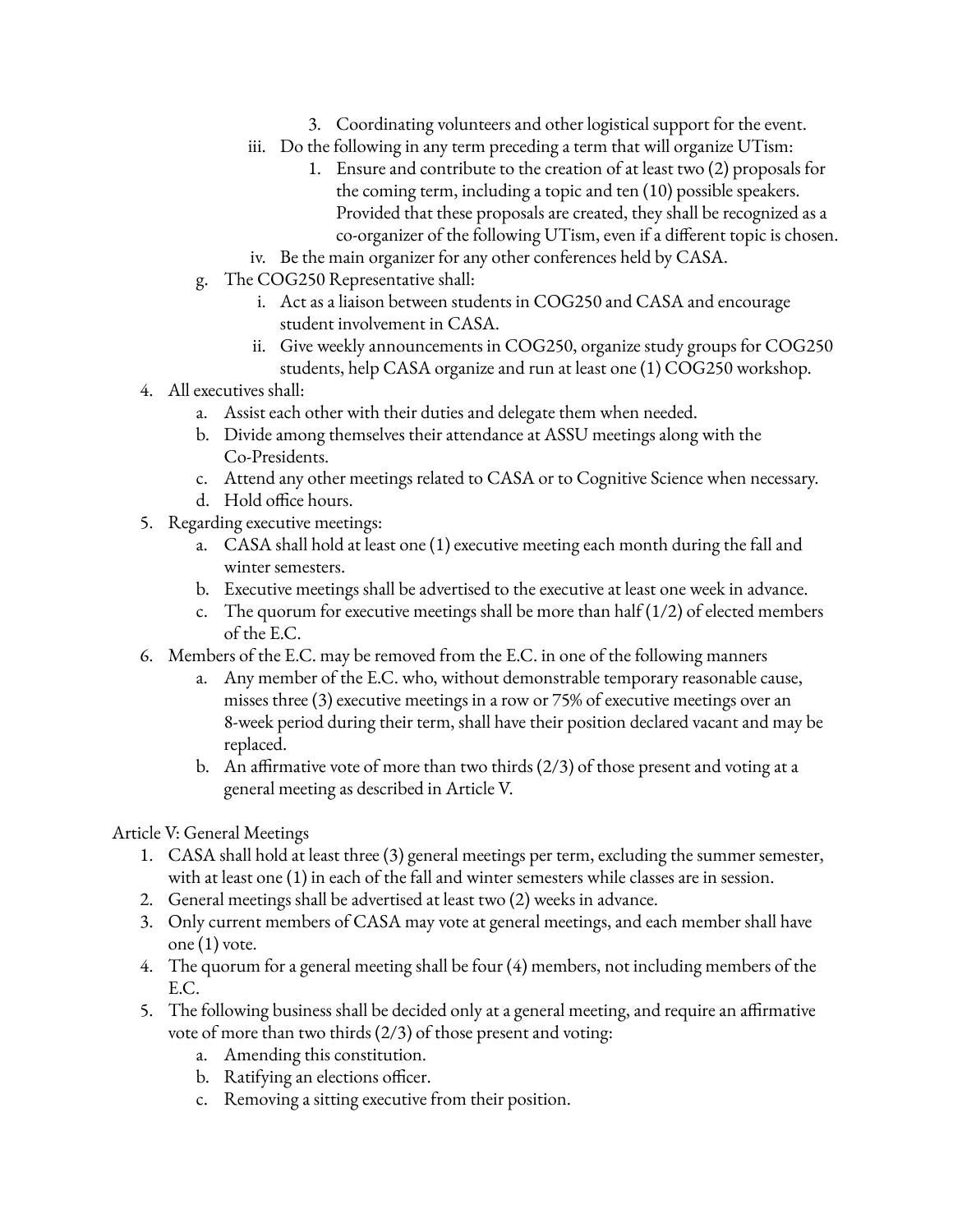3. Coordinating volunteers and other logistical support for the event.
        iii. Do the following in any term preceding a term that will organize UTism:
            1. Ensure and contribute to the creation of at least two (2) proposals for the coming term, including a topic and ten (10) possible speakers. Provided that these proposals are created, they shall be recognized as a co-organizer of the following UTism, even if a different topic is chosen.
        iv. Be the main organizer for any other conferences held by CASA.
    g. The COG250 Representative shall:
        i. Act as a liaison between students in COG250 and CASA and encourage student involvement in CASA.
        ii. Give weekly announcements in COG250, organize study groups for COG250 students, help CASA organize and run at least one (1) COG250 workshop.

4. All executives shall:
    a. Assist each other with their duties and delegate them when needed.
    b. Divide among themselves their attendance at ASSU meetings along with the Co-Presidents.
    c. Attend any other meetings related to CASA or to Cognitive Science when necessary.
    d. Hold office hours.
5. Regarding executive meetings:
    a. CASA shall hold at least one (1) executive meeting each month during the fall and winter semesters.
    b. Executive meetings shall be advertised to the executive at least one week in advance.
    c. The quorum for executive meetings shall be more than half (1/2) of elected members of the E.C.
6. Members of the E.C. may be removed from the E.C. in one of the following manners
    a. Any member of the E.C. who, without demonstrable temporary reasonable cause, misses three (3) executive meetings in a row or 75% of executive meetings over an 8-week period during their term, shall have their position declared vacant and may be replaced.
    b. An affirmative vote of more than two thirds (2/3) of those present and voting at a general meeting as described in Article V.

## Article V: General Meetings

1. CASA shall hold at least three (3) general meetings per term, excluding the summer semester, with at least one (1) in each of the fall and winter semesters while classes are in session.
2. General meetings shall be advertised at least two (2) weeks in advance.
3. Only current members of CASA may vote at general meetings, and each member shall have one (1) vote.
4. The quorum for a general meeting shall be four (4) members, not including members of the E.C.
5. The following business shall be decided only at a general meeting, and require an affirmative vote of more than two thirds (2/3) of those present and voting:
    a. Amending this constitution.
    b. Ratifying an elections officer.
    c. Removing a sitting executive from their position.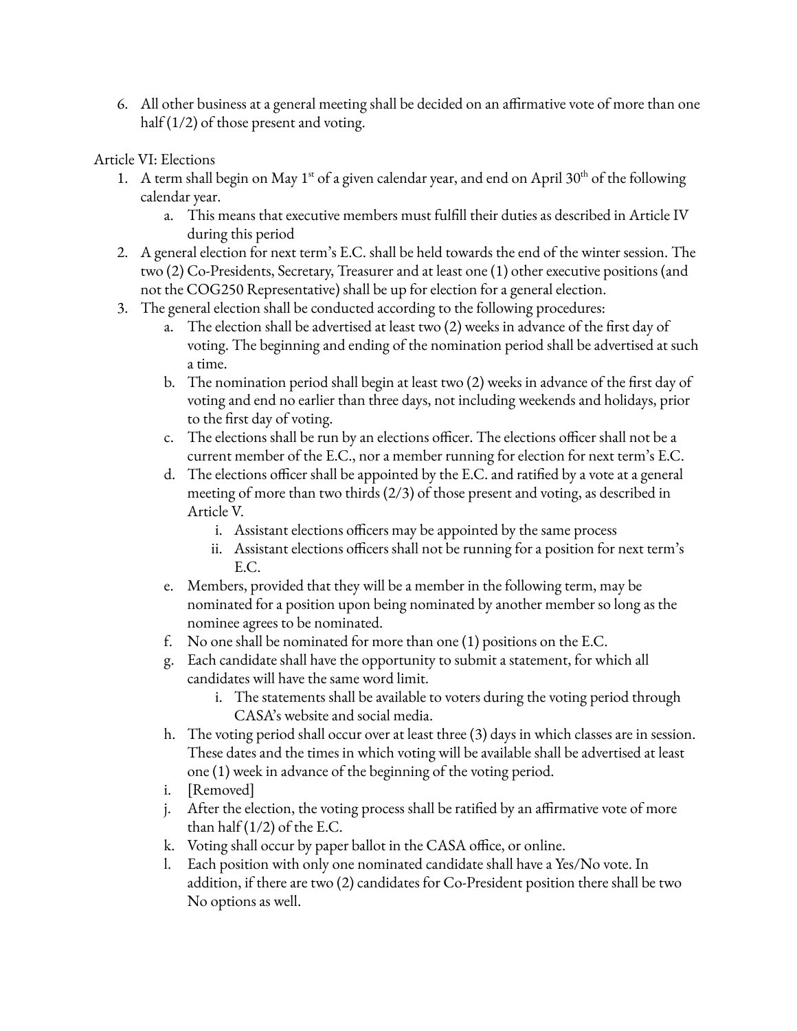6. All other business at a general meeting shall be decided on an affirmative vote of more than one half (1/2) of those present and voting.

Article VI: Elections

1. A term shall begin on May 1st of a given calendar year, and end on April 30th of the following calendar year.
    a. This means that executive members must fulfill their duties as described in Article IV during this period
2. A general election for next term's E.C. shall be held towards the end of the winter session. The two (2) Co-Presidents, Secretary, Treasurer and at least one (1) other executive positions (and not the COG250 Representative) shall be up for election for a general election.
3. The general election shall be conducted according to the following procedures:
    a. The election shall be advertised at least two (2) weeks in advance of the first day of voting. The beginning and ending of the nomination period shall be advertised at such a time.
    b. The nomination period shall begin at least two (2) weeks in advance of the first day of voting and end no earlier than three days, not including weekends and holidays, prior to the first day of voting.
    c. The elections shall be run by an elections officer. The elections officer shall not be a current member of the E.C., nor a member running for election for next term's E.C.
    d. The elections officer shall be appointed by the E.C. and ratified by a vote at a general meeting of more than two thirds (2/3) of those present and voting, as described in Article V.
        i. Assistant elections officers may be appointed by the same process
        ii. Assistant elections officers shall not be running for a position for next term's E.C.
    e. Members, provided that they will be a member in the following term, may be nominated for a position upon being nominated by another member so long as the nominee agrees to be nominated.
    f. No one shall be nominated for more than one (1) positions on the E.C.
    g. Each candidate shall have the opportunity to submit a statement, for which all candidates will have the same word limit.
        i. The statements shall be available to voters during the voting period through CASA's website and social media.
    h. The voting period shall occur over at least three (3) days in which classes are in session. These dates and the times in which voting will be available shall be advertised at least one (1) week in advance of the beginning of the voting period.
    i. [Removed]
    j. After the election, the voting process shall be ratified by an affirmative vote of more than half (1/2) of the E.C.
    k. Voting shall occur by paper ballot in the CASA office, or online.
    l. Each position with only one nominated candidate shall have a Yes/No vote. In addition, if there are two (2) candidates for Co-President position there shall be two No options as well.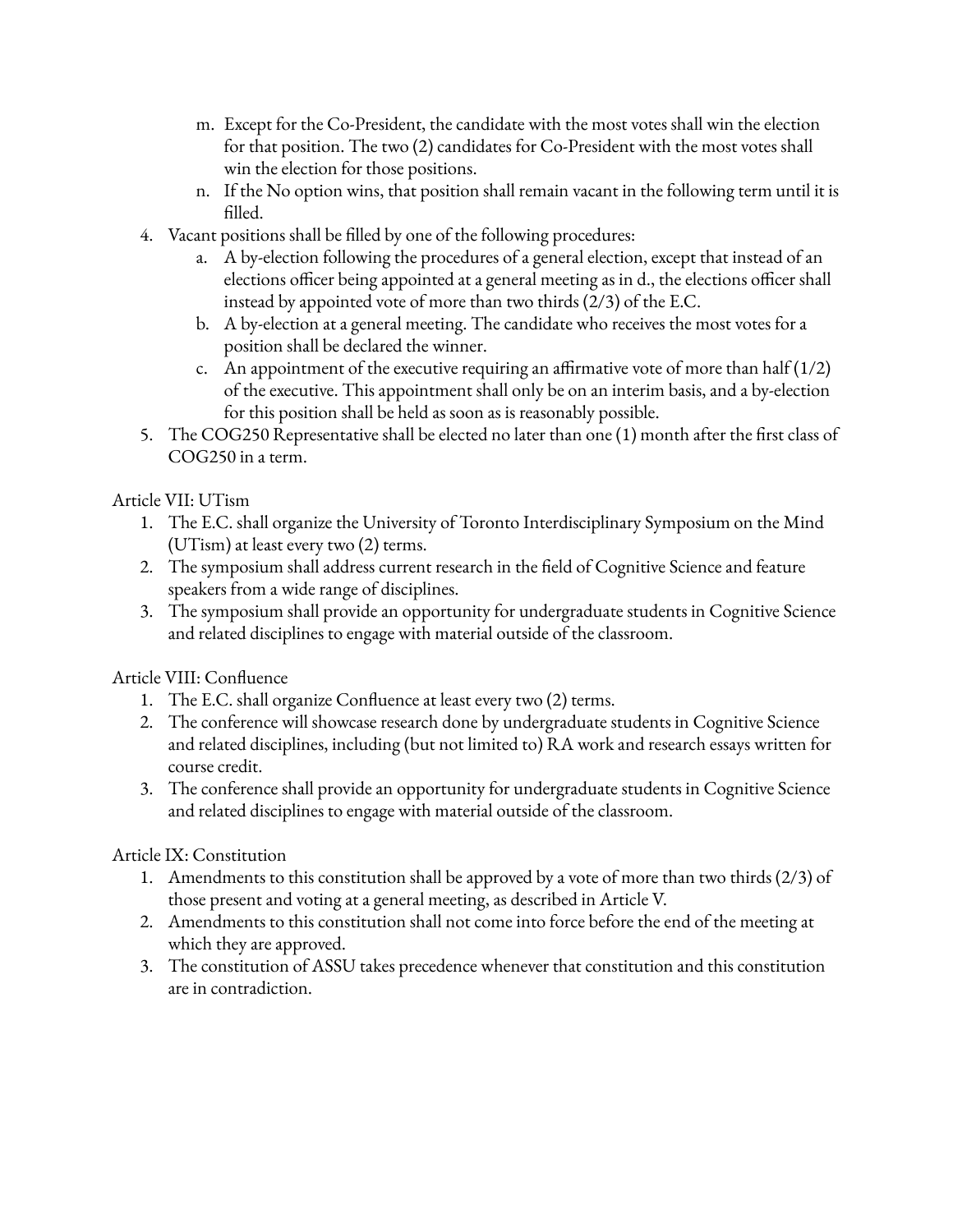m. Except for the Co-President, the candidate with the most votes shall win the election for that position. The two (2) candidates for Co-President with the most votes shall win the election for those positions.
n. If the No option wins, that position shall remain vacant in the following term until it is filled.

4. Vacant positions shall be filled by one of the following procedures:
    a. A by-election following the procedures of a general election, except that instead of an elections officer being appointed at a general meeting as in d., the elections officer shall instead by appointed vote of more than two thirds (2/3) of the E.C.
    b. A by-election at a general meeting. The candidate who receives the most votes for a position shall be declared the winner.
    c. An appointment of the executive requiring an affirmative vote of more than half (1/2) of the executive. This appointment shall only be on an interim basis, and a by-election for this position shall be held as soon as is reasonably possible.
5. The COG250 Representative shall be elected no later than one (1) month after the first class of COG250 in a term.

Article VII: UTism

1. The E.C. shall organize the University of Toronto Interdisciplinary Symposium on the Mind (UTism) at least every two (2) terms.
2. The symposium shall address current research in the field of Cognitive Science and feature speakers from a wide range of disciplines.
3. The symposium shall provide an opportunity for undergraduate students in Cognitive Science and related disciplines to engage with material outside of the classroom.

Article VIII: Confluence

1. The E.C. shall organize Confluence at least every two (2) terms.
2. The conference will showcase research done by undergraduate students in Cognitive Science and related disciplines, including (but not limited to) RA work and research essays written for course credit.
3. The conference shall provide an opportunity for undergraduate students in Cognitive Science and related disciplines to engage with material outside of the classroom.

Article IX: Constitution

1. Amendments to this constitution shall be approved by a vote of more than two thirds (2/3) of those present and voting at a general meeting, as described in Article V.
2. Amendments to this constitution shall not come into force before the end of the meeting at which they are approved.
3. The constitution of ASSU takes precedence whenever that constitution and this constitution are in contradiction.